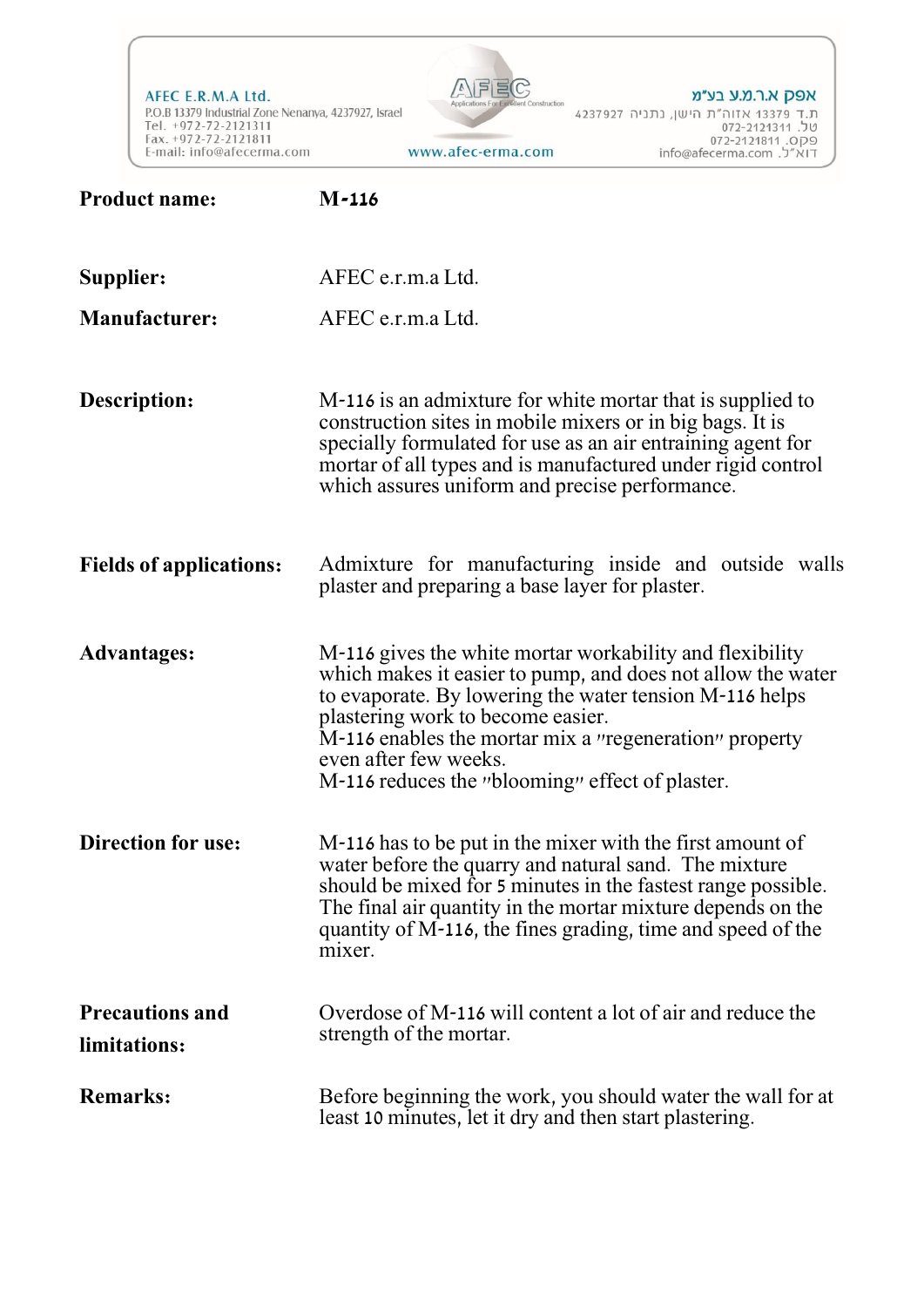AFEC E.R.M.A Ltd.
P.O.B 13379 Industrial Zone Nenanya, 4237927, Israel
Tel. +972-72-2121311
Fax. +972-72-2121811
E-mail: info@afecerma.com

AFEC
Applications For Excellent Construction
www.afec-erma.com

אפק א.ר.מ.ע בע"מ
ת.ד 13379 אזוה"ת הישן, נתניה 4237927
טל. 072-2121311
פקס. 072-2121811
דוא"ל. info@afecerma.com

**Product name:** **M-116**

**Supplier:** AFEC e.r.m.a Ltd.

**Manufacturer:** AFEC e.r.m.a Ltd.

**Description:** M-116 is an admixture for white mortar that is supplied to construction sites in mobile mixers or in big bags. It is specially formulated for use as an air entraining agent for mortar of all types and is manufactured under rigid control which assures uniform and precise performance.

**Fields of applications:** Admixture for manufacturing inside and outside walls plaster and preparing a base layer for plaster.

**Advantages:** M-116 gives the white mortar workability and flexibility which makes it easier to pump, and does not allow the water to evaporate. By lowering the water tension M-116 helps plastering work to become easier.
M-116 enables the mortar mix a "regeneration" property even after few weeks.
M-116 reduces the "blooming" effect of plaster.

**Direction for use:** M-116 has to be put in the mixer with the first amount of water before the quarry and natural sand. The mixture should be mixed for 5 minutes in the fastest range possible. The final air quantity in the mortar mixture depends on the quantity of M-116, the fines grading, time and speed of the mixer.

**Precautions and limitations:** Overdose of M-116 will content a lot of air and reduce the strength of the mortar.

**Remarks:** Before beginning the work, you should water the wall for at least 10 minutes, let it dry and then start plastering.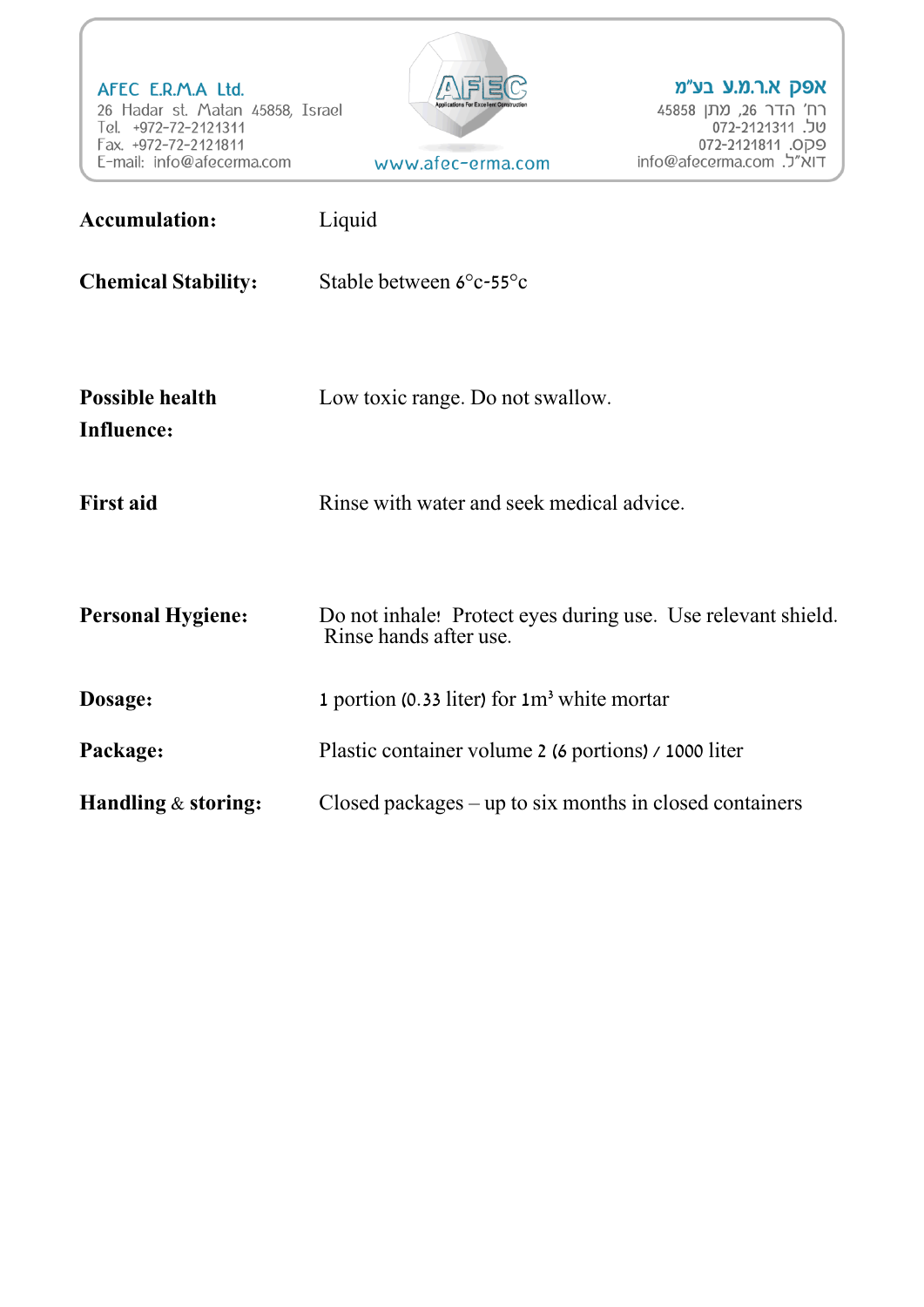| | |
|---|---|
| **Accumulation:** | Liquid |
| **Chemical Stability:** | Stable between 6°c-55°c |
| **Possible health Influence:** | Low toxic range. Do not swallow. |
| **First aid** | Rinse with water and seek medical advice. |
| **Personal Hygiene:** | Do not inhale! Protect eyes during use. Use relevant shield. Rinse hands after use. |
| **Dosage:** | 1 portion (0.33 liter) for $1m^3$ white mortar |
| **Package:** | Plastic container volume 2 (6 portions) / 1000 liter |
| **Handling & storing:** | Closed packages – up to six months in closed containers |